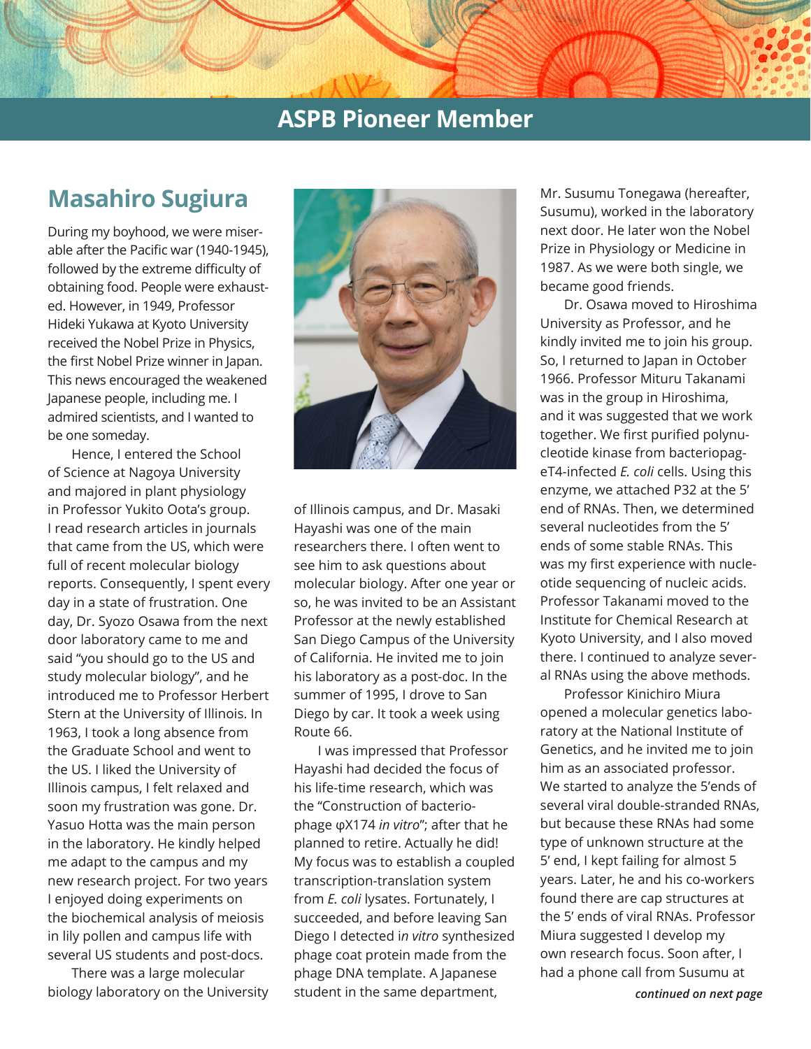## ASPB Pioneer Member

# Masahiro Sugiura

During my boyhood, we were miserable after the Pacific war (1940-1945), followed by the extreme difficulty of obtaining food. People were exhausted. However, in 1949, Professor Hideki Yukawa at Kyoto University received the Nobel Prize in Physics, the first Nobel Prize winner in Japan. This news encouraged the weakened Japanese people, including me. I admired scientists, and I wanted to be one someday.

Hence, I entered the School of Science at Nagoya University and majored in plant physiology in Professor Yukito Oota's group. I read research articles in journals that came from the US, which were full of recent molecular biology reports. Consequently, I spent every day in a state of frustration. One day, Dr. Syozo Osawa from the next door laboratory came to me and said "you should go to the US and study molecular biology", and he introduced me to Professor Herbert Stern at the University of Illinois. In 1963, I took a long absence from the Graduate School and went to the US. I liked the University of Illinois campus, I felt relaxed and soon my frustration was gone. Dr. Yasuo Hotta was the main person in the laboratory. He kindly helped me adapt to the campus and my new research project. For two years I enjoyed doing experiments on the biochemical analysis of meiosis in lily pollen and campus life with several US students and post-docs.

There was a large molecular biology laboratory on the University of Illinois campus, and Dr. Masaki Hayashi was one of the main researchers there. I often went to see him to ask questions about molecular biology. After one year or so, he was invited to be an Assistant Professor at the newly established San Diego Campus of the University of California. He invited me to join his laboratory as a post-doc. In the summer of 1995, I drove to San Diego by car. It took a week using Route 66.

I was impressed that Professor Hayashi had decided the focus of his life-time research, which was the "Construction of bacteriophage φX174 *in vitro*"; after that he planned to retire. Actually he did! My focus was to establish a coupled transcription-translation system from *E. coli* lysates. Fortunately, I succeeded, and before leaving San Diego I detected i*n vitro* synthesized phage coat protein made from the phage DNA template. A Japanese student in the same department, Mr. Susumu Tonegawa (hereafter, Susumu), worked in the laboratory next door. He later won the Nobel Prize in Physiology or Medicine in 1987. As we were both single, we became good friends.

Dr. Osawa moved to Hiroshima University as Professor, and he kindly invited me to join his group. So, I returned to Japan in October 1966. Professor Mituru Takanami was in the group in Hiroshima, and it was suggested that we work together. We first purified polynucleotide kinase from bacteriopageT4-infected *E. coli* cells. Using this enzyme, we attached P32 at the 5' end of RNAs. Then, we determined several nucleotides from the 5' ends of some stable RNAs. This was my first experience with nucleotide sequencing of nucleic acids. Professor Takanami moved to the Institute for Chemical Research at Kyoto University, and I also moved there. I continued to analyze several RNAs using the above methods.

Professor Kinichiro Miura opened a molecular genetics laboratory at the National Institute of Genetics, and he invited me to join him as an associated professor. We started to analyze the 5'ends of several viral double-stranded RNAs, but because these RNAs had some type of unknown structure at the 5' end, I kept failing for almost 5 years. Later, he and his co-workers found there are cap structures at the 5' ends of viral RNAs. Professor Miura suggested I develop my own research focus. Soon after, I had a phone call from Susumu at

***continued on next page***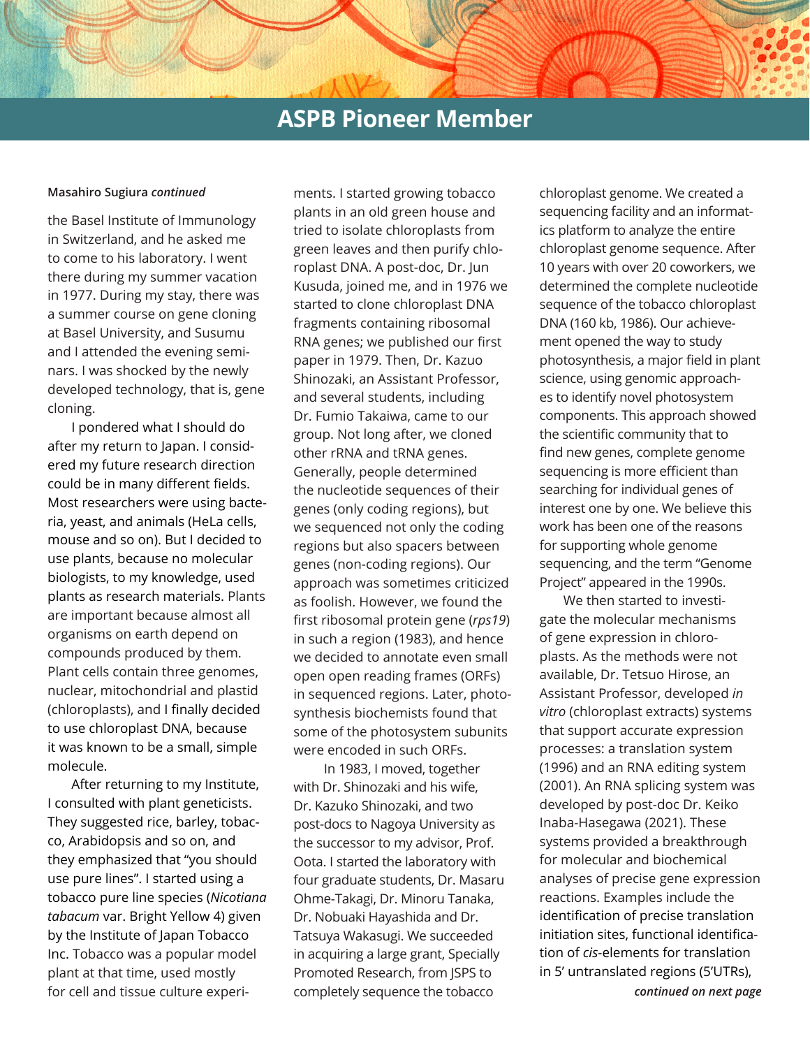**Masahiro Sugiura** *continued*

the Basel Institute of Immunology in Switzerland, and he asked me to come to his laboratory. I went there during my summer vacation in 1977. During my stay, there was a summer course on gene cloning at Basel University, and Susumu and I attended the evening seminars. I was shocked by the newly developed technology, that is, gene cloning.

I pondered what I should do after my return to Japan. I considered my future research direction could be in many different fields. Most researchers were using bacteria, yeast, and animals (HeLa cells, mouse and so on). But I decided to use plants, because no molecular biologists, to my knowledge, used plants as research materials. Plants are important because almost all organisms on earth depend on compounds produced by them. Plant cells contain three genomes, nuclear, mitochondrial and plastid (chloroplasts), and I finally decided to use chloroplast DNA, because it was known to be a small, simple molecule.

After returning to my Institute, I consulted with plant geneticists. They suggested rice, barley, tobacco, Arabidopsis and so on, and they emphasized that "you should use pure lines". I started using a tobacco pure line species (*Nicotiana tabacum* var. Bright Yellow 4) given by the Institute of Japan Tobacco Inc. Tobacco was a popular model plant at that time, used mostly for cell and tissue culture experiments. I started growing tobacco plants in an old green house and tried to isolate chloroplasts from green leaves and then purify chloroplast DNA. A post-doc, Dr. Jun Kusuda, joined me, and in 1976 we started to clone chloroplast DNA fragments containing ribosomal RNA genes; we published our first paper in 1979. Then, Dr. Kazuo Shinozaki, an Assistant Professor, and several students, including Dr. Fumio Takaiwa, came to our group. Not long after, we cloned other rRNA and tRNA genes. Generally, people determined the nucleotide sequences of their genes (only coding regions), but we sequenced not only the coding regions but also spacers between genes (non-coding regions). Our approach was sometimes criticized as foolish. However, we found the first ribosomal protein gene (*rps19*) in such a region (1983), and hence we decided to annotate even small open open reading frames (ORFs) in sequenced regions. Later, photosynthesis biochemists found that some of the photosystem subunits were encoded in such ORFs.

In 1983, I moved, together with Dr. Shinozaki and his wife, Dr. Kazuko Shinozaki, and two post-docs to Nagoya University as the successor to my advisor, Prof. Oota. I started the laboratory with four graduate students, Dr. Masaru Ohme-Takagi, Dr. Minoru Tanaka, Dr. Nobuaki Hayashida and Dr. Tatsuya Wakasugi. We succeeded in acquiring a large grant, Specially Promoted Research, from JSPS to completely sequence the tobacco chloroplast genome. We created a sequencing facility and an informatics platform to analyze the entire chloroplast genome sequence. After 10 years with over 20 coworkers, we determined the complete nucleotide sequence of the tobacco chloroplast DNA (160 kb, 1986). Our achievement opened the way to study photosynthesis, a major field in plant science, using genomic approaches to identify novel photosystem components. This approach showed the scientific community that to find new genes, complete genome sequencing is more efficient than searching for individual genes of interest one by one. We believe this work has been one of the reasons for supporting whole genome sequencing, and the term "Genome Project" appeared in the 1990s.

We then started to investigate the molecular mechanisms of gene expression in chloroplasts. As the methods were not available, Dr. Tetsuo Hirose, an Assistant Professor, developed *in vitro* (chloroplast extracts) systems that support accurate expression processes: a translation system (1996) and an RNA editing system (2001). An RNA splicing system was developed by post-doc Dr. Keiko Inaba-Hasegawa (2021). These systems provided a breakthrough for molecular and biochemical analyses of precise gene expression reactions. Examples include the identification of precise translation initiation sites, functional identification of *cis*-elements for translation in 5′ untranslated regions (5′UTRs),

***continued on next page***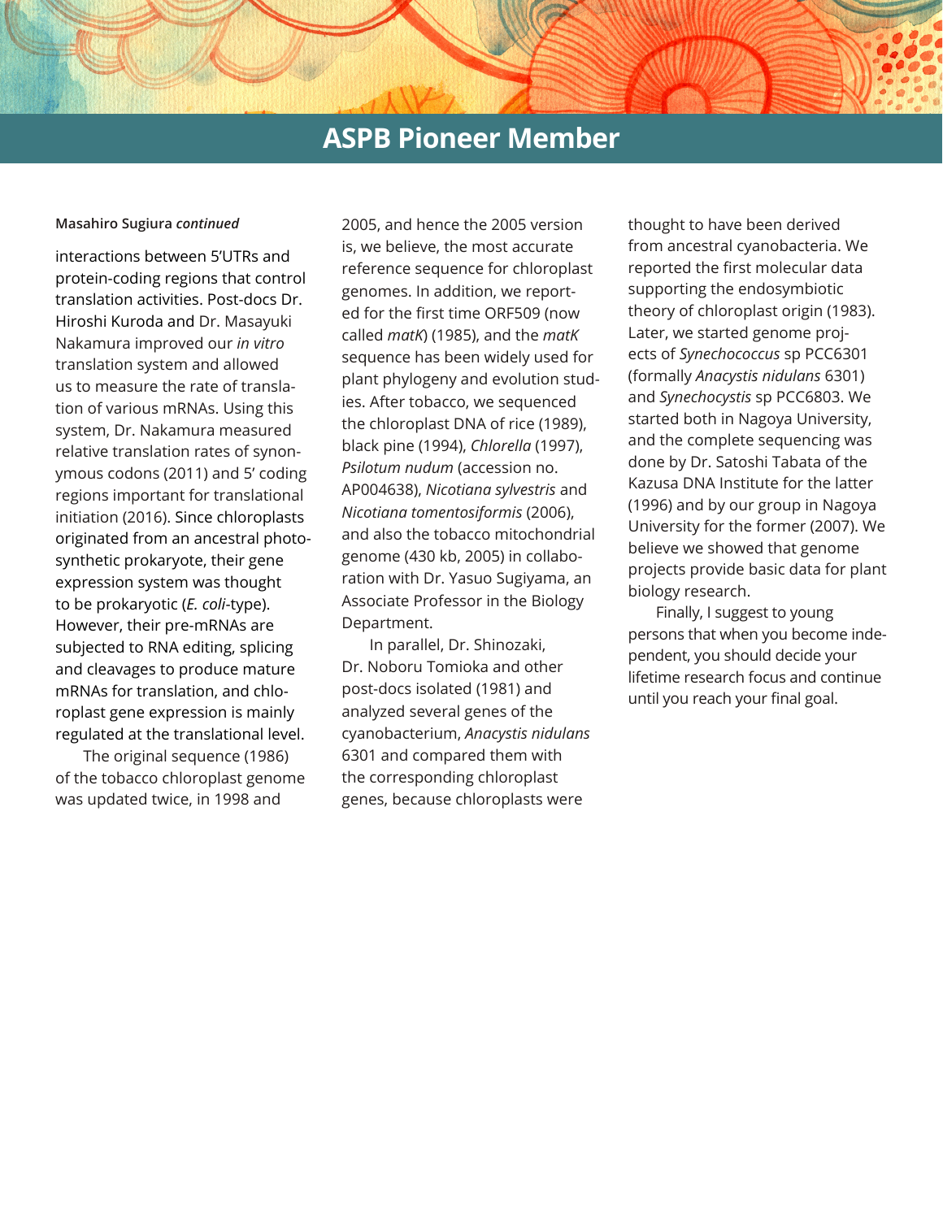# ASPB Pioneer Member

**Masahiro Sugiura *continued***

interactions between 5′UTRs and protein-coding regions that control translation activities. Post-docs Dr. Hiroshi Kuroda and Dr. Masayuki Nakamura improved our *in vitro* translation system and allowed us to measure the rate of translation of various mRNAs. Using this system, Dr. Nakamura measured relative translation rates of synonymous codons (2011) and 5′ coding regions important for translational initiation (2016). Since chloroplasts originated from an ancestral photosynthetic prokaryote, their gene expression system was thought to be prokaryotic (*E. coli*-type). However, their pre-mRNAs are subjected to RNA editing, splicing and cleavages to produce mature mRNAs for translation, and chloroplast gene expression is mainly regulated at the translational level.

The original sequence (1986) of the tobacco chloroplast genome was updated twice, in 1998 and 2005, and hence the 2005 version is, we believe, the most accurate reference sequence for chloroplast genomes. In addition, we reported for the first time ORF509 (now called *matK*) (1985), and the *matK* sequence has been widely used for plant phylogeny and evolution studies. After tobacco, we sequenced the chloroplast DNA of rice (1989), black pine (1994), *Chlorella* (1997), *Psilotum nudum* (accession no. AP004638), *Nicotiana sylvestris* and *Nicotiana tomentosiformis* (2006), and also the tobacco mitochondrial genome (430 kb, 2005) in collaboration with Dr. Yasuo Sugiyama, an Associate Professor in the Biology Department.

In parallel, Dr. Shinozaki, Dr. Noboru Tomioka and other post-docs isolated (1981) and analyzed several genes of the cyanobacterium, *Anacystis nidulans* 6301 and compared them with the corresponding chloroplast genes, because chloroplasts were thought to have been derived from ancestral cyanobacteria. We reported the first molecular data supporting the endosymbiotic theory of chloroplast origin (1983). Later, we started genome projects of *Synechococcus* sp PCC6301 (formally *Anacystis nidulans* 6301) and *Synechocystis* sp PCC6803. We started both in Nagoya University, and the complete sequencing was done by Dr. Satoshi Tabata of the Kazusa DNA Institute for the latter (1996) and by our group in Nagoya University for the former (2007). We believe we showed that genome projects provide basic data for plant biology research.

Finally, I suggest to young persons that when you become independent, you should decide your lifetime research focus and continue until you reach your final goal.